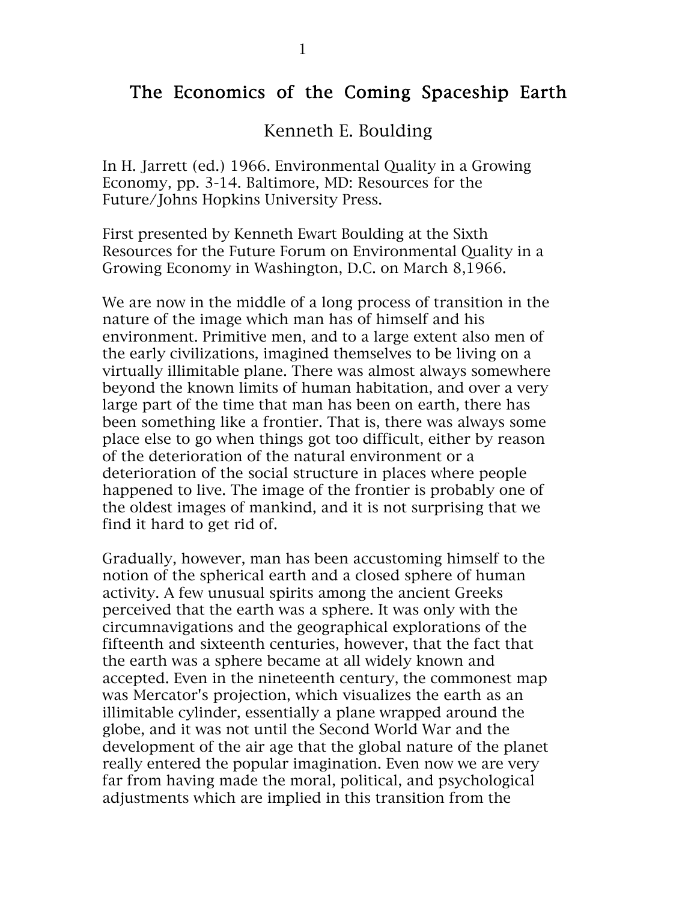# The Economics of the Coming Spaceship Earth

Kenneth E. Boulding

In H. Jarrett (ed.) 1966. Environmental Quality in a Growing Economy, pp. 3-14. Baltimore, MD: Resources for the Future/Johns Hopkins University Press.

First presented by Kenneth Ewart Boulding at the Sixth Resources for the Future Forum on Environmental Quality in a Growing Economy in Washington, D.C. on March 8,1966.

We are now in the middle of a long process of transition in the nature of the image which man has of himself and his environment. Primitive men, and to a large extent also men of the early civilizations, imagined themselves to be living on a virtually illimitable plane. There was almost always somewhere beyond the known limits of human habitation, and over a very large part of the time that man has been on earth, there has been something like a frontier. That is, there was always some place else to go when things got too difficult, either by reason of the deterioration of the natural environment or a deterioration of the social structure in places where people happened to live. The image of the frontier is probably one of the oldest images of mankind, and it is not surprising that we find it hard to get rid of.

Gradually, however, man has been accustoming himself to the notion of the spherical earth and a closed sphere of human activity. A few unusual spirits among the ancient Greeks perceived that the earth was a sphere. It was only with the circumnavigations and the geographical explorations of the fifteenth and sixteenth centuries, however, that the fact that the earth was a sphere became at all widely known and accepted. Even in the nineteenth century, the commonest map was Mercator's projection, which visualizes the earth as an illimitable cylinder, essentially a plane wrapped around the globe, and it was not until the Second World War and the development of the air age that the global nature of the planet really entered the popular imagination. Even now we are very far from having made the moral, political, and psychological adjustments which are implied in this transition from the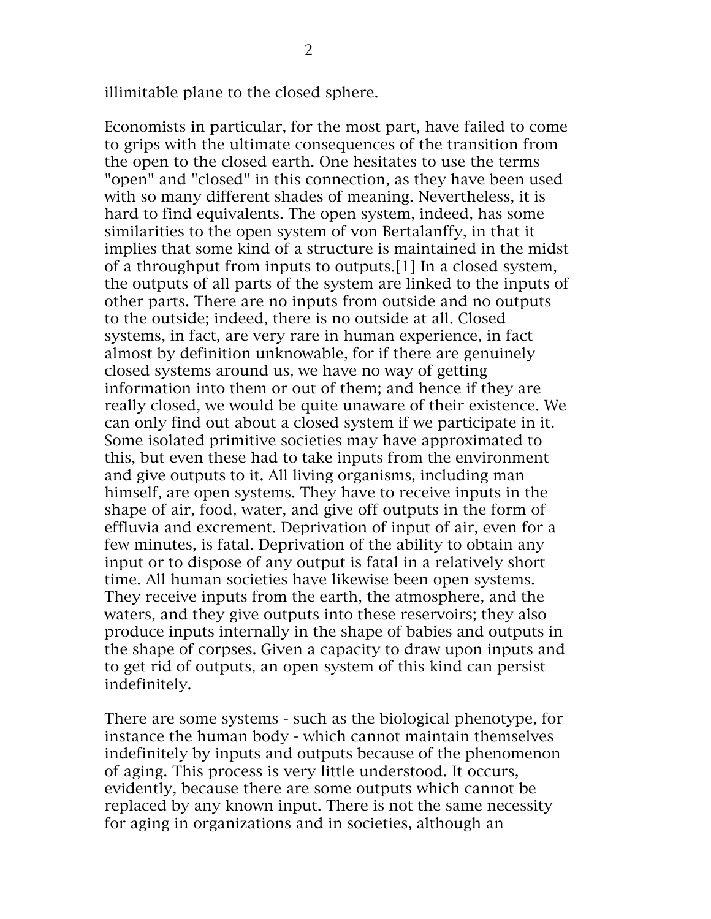illimitable plane to the closed sphere.

Economists in particular, for the most part, have failed to come to grips with the ultimate consequences of the transition from the open to the closed earth. One hesitates to use the terms "open" and "closed" in this connection, as they have been used with so many different shades of meaning. Nevertheless, it is hard to find equivalents. The open system, indeed, has some similarities to the open system of von Bertalanffy, in that it implies that some kind of a structure is maintained in the midst of a throughput from inputs to outputs.[1] In a closed system, the outputs of all parts of the system are linked to the inputs of other parts. There are no inputs from outside and no outputs to the outside; indeed, there is no outside at all. Closed systems, in fact, are very rare in human experience, in fact almost by definition unknowable, for if there are genuinely closed systems around us, we have no way of getting information into them or out of them; and hence if they are really closed, we would be quite unaware of their existence. We can only find out about a closed system if we participate in it. Some isolated primitive societies may have approximated to this, but even these had to take inputs from the environment and give outputs to it. All living organisms, including man himself, are open systems. They have to receive inputs in the shape of air, food, water, and give off outputs in the form of effluvia and excrement. Deprivation of input of air, even for a few minutes, is fatal. Deprivation of the ability to obtain any input or to dispose of any output is fatal in a relatively short time. All human societies have likewise been open systems. They receive inputs from the earth, the atmosphere, and the waters, and they give outputs into these reservoirs; they also produce inputs internally in the shape of babies and outputs in the shape of corpses. Given a capacity to draw upon inputs and to get rid of outputs, an open system of this kind can persist indefinitely.

There are some systems - such as the biological phenotype, for instance the human body - which cannot maintain themselves indefinitely by inputs and outputs because of the phenomenon of aging. This process is very little understood. It occurs, evidently, because there are some outputs which cannot be replaced by any known input. There is not the same necessity for aging in organizations and in societies, although an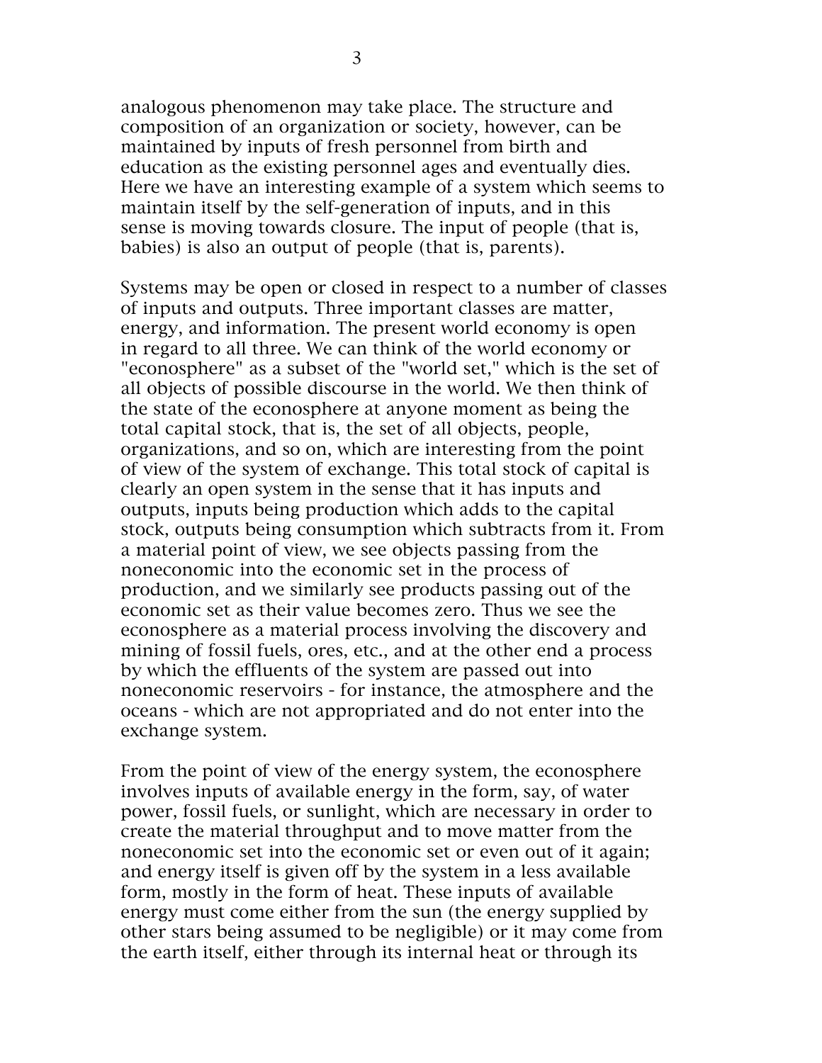analogous phenomenon may take place. The structure and composition of an organization or society, however, can be maintained by inputs of fresh personnel from birth and education as the existing personnel ages and eventually dies. Here we have an interesting example of a system which seems to maintain itself by the self-generation of inputs, and in this sense is moving towards closure. The input of people (that is, babies) is also an output of people (that is, parents).

Systems may be open or closed in respect to a number of classes of inputs and outputs. Three important classes are matter, energy, and information. The present world economy is open in regard to all three. We can think of the world economy or "econosphere" as a subset of the "world set," which is the set of all objects of possible discourse in the world. We then think of the state of the econosphere at anyone moment as being the total capital stock, that is, the set of all objects, people, organizations, and so on, which are interesting from the point of view of the system of exchange. This total stock of capital is clearly an open system in the sense that it has inputs and outputs, inputs being production which adds to the capital stock, outputs being consumption which subtracts from it. From a material point of view, we see objects passing from the noneconomic into the economic set in the process of production, and we similarly see products passing out of the economic set as their value becomes zero. Thus we see the econosphere as a material process involving the discovery and mining of fossil fuels, ores, etc., and at the other end a process by which the effluents of the system are passed out into noneconomic reservoirs - for instance, the atmosphere and the oceans - which are not appropriated and do not enter into the exchange system.

From the point of view of the energy system, the econosphere involves inputs of available energy in the form, say, of water power, fossil fuels, or sunlight, which are necessary in order to create the material throughput and to move matter from the noneconomic set into the economic set or even out of it again; and energy itself is given off by the system in a less available form, mostly in the form of heat. These inputs of available energy must come either from the sun (the energy supplied by other stars being assumed to be negligible) or it may come from the earth itself, either through its internal heat or through its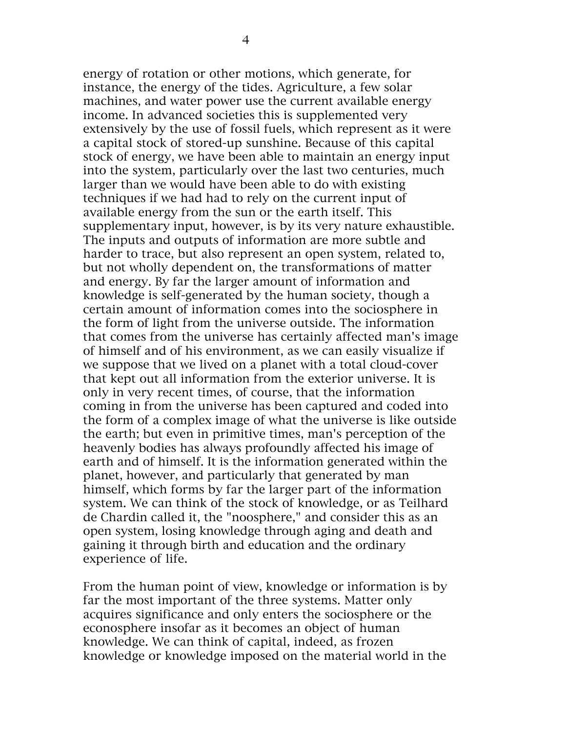energy of rotation or other motions, which generate, for instance, the energy of the tides. Agriculture, a few solar machines, and water power use the current available energy income. In advanced societies this is supplemented very extensively by the use of fossil fuels, which represent as it were a capital stock of stored-up sunshine. Because of this capital stock of energy, we have been able to maintain an energy input into the system, particularly over the last two centuries, much larger than we would have been able to do with existing techniques if we had had to rely on the current input of available energy from the sun or the earth itself. This supplementary input, however, is by its very nature exhaustible. The inputs and outputs of information are more subtle and harder to trace, but also represent an open system, related to, but not wholly dependent on, the transformations of matter and energy. By far the larger amount of information and knowledge is self-generated by the human society, though a certain amount of information comes into the sociosphere in the form of light from the universe outside. The information that comes from the universe has certainly affected man's image of himself and of his environment, as we can easily visualize if we suppose that we lived on a planet with a total cloud-cover that kept out all information from the exterior universe. It is only in very recent times, of course, that the information coming in from the universe has been captured and coded into the form of a complex image of what the universe is like outside the earth; but even in primitive times, man's perception of the heavenly bodies has always profoundly affected his image of earth and of himself. It is the information generated within the planet, however, and particularly that generated by man himself, which forms by far the larger part of the information system. We can think of the stock of knowledge, or as Teilhard de Chardin called it, the "noosphere," and consider this as an open system, losing knowledge through aging and death and gaining it through birth and education and the ordinary experience of life.

From the human point of view, knowledge or information is by far the most important of the three systems. Matter only acquires significance and only enters the sociosphere or the econosphere insofar as it becomes an object of human knowledge. We can think of capital, indeed, as frozen knowledge or knowledge imposed on the material world in the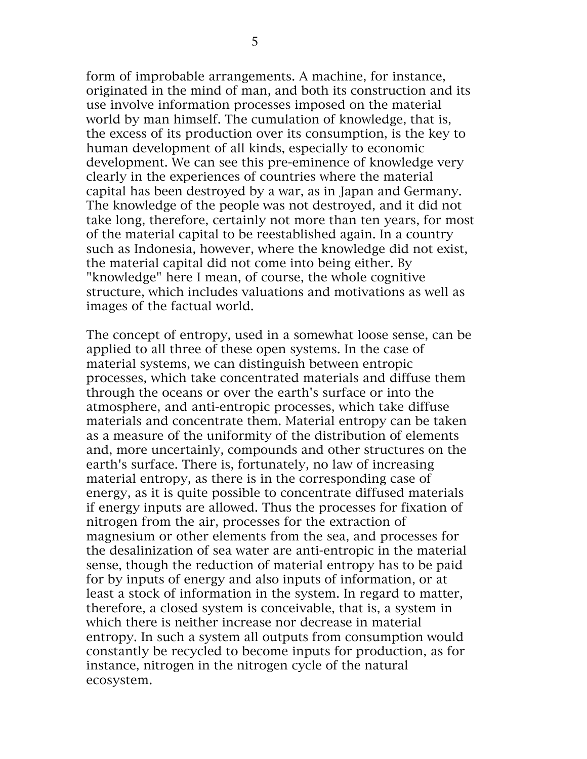form of improbable arrangements. A machine, for instance, originated in the mind of man, and both its construction and its use involve information processes imposed on the material world by man himself. The cumulation of knowledge, that is, the excess of its production over its consumption, is the key to human development of all kinds, especially to economic development. We can see this pre-eminence of knowledge very clearly in the experiences of countries where the material capital has been destroyed by a war, as in Japan and Germany. The knowledge of the people was not destroyed, and it did not take long, therefore, certainly not more than ten years, for most of the material capital to be reestablished again. In a country such as Indonesia, however, where the knowledge did not exist, the material capital did not come into being either. By "knowledge" here I mean, of course, the whole cognitive structure, which includes valuations and motivations as well as images of the factual world.

The concept of entropy, used in a somewhat loose sense, can be applied to all three of these open systems. In the case of material systems, we can distinguish between entropic processes, which take concentrated materials and diffuse them through the oceans or over the earth's surface or into the atmosphere, and anti-entropic processes, which take diffuse materials and concentrate them. Material entropy can be taken as a measure of the uniformity of the distribution of elements and, more uncertainly, compounds and other structures on the earth's surface. There is, fortunately, no law of increasing material entropy, as there is in the corresponding case of energy, as it is quite possible to concentrate diffused materials if energy inputs are allowed. Thus the processes for fixation of nitrogen from the air, processes for the extraction of magnesium or other elements from the sea, and processes for the desalinization of sea water are anti-entropic in the material sense, though the reduction of material entropy has to be paid for by inputs of energy and also inputs of information, or at least a stock of information in the system. In regard to matter, therefore, a closed system is conceivable, that is, a system in which there is neither increase nor decrease in material entropy. In such a system all outputs from consumption would constantly be recycled to become inputs for production, as for instance, nitrogen in the nitrogen cycle of the natural ecosystem.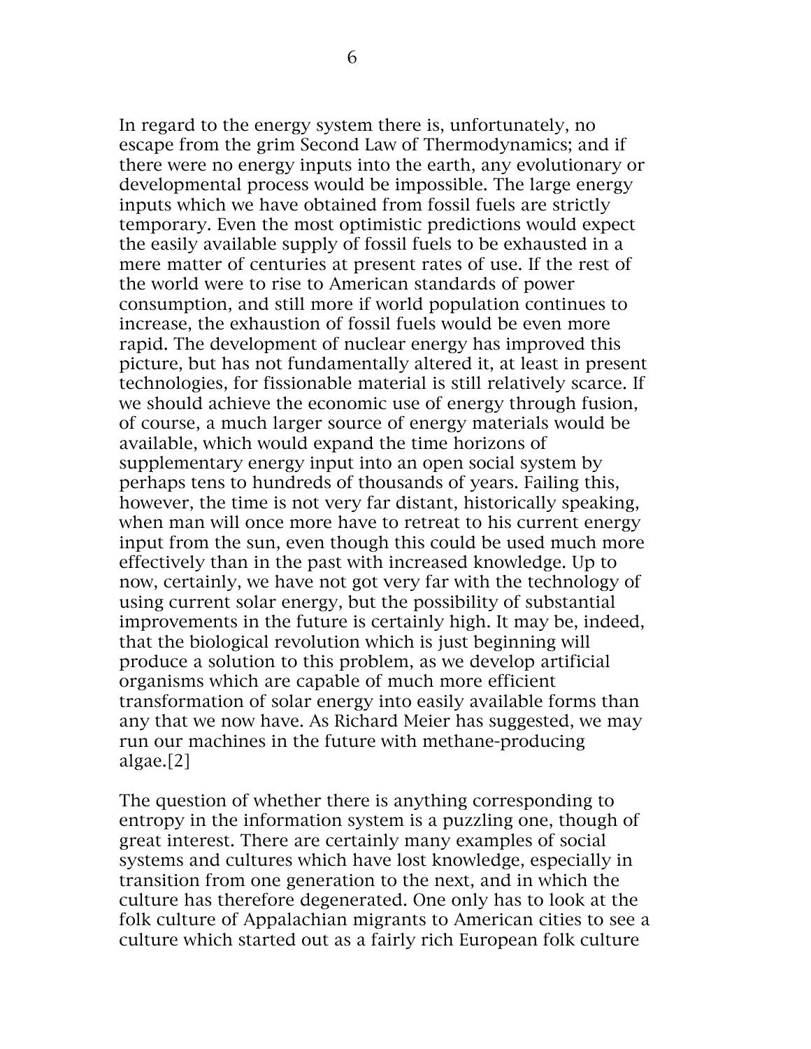In regard to the energy system there is, unfortunately, no escape from the grim Second Law of Thermodynamics; and if there were no energy inputs into the earth, any evolutionary or developmental process would be impossible. The large energy inputs which we have obtained from fossil fuels are strictly temporary. Even the most optimistic predictions would expect the easily available supply of fossil fuels to be exhausted in a mere matter of centuries at present rates of use. If the rest of the world were to rise to American standards of power consumption, and still more if world population continues to increase, the exhaustion of fossil fuels would be even more rapid. The development of nuclear energy has improved this picture, but has not fundamentally altered it, at least in present technologies, for fissionable material is still relatively scarce. If we should achieve the economic use of energy through fusion, of course, a much larger source of energy materials would be available, which would expand the time horizons of supplementary energy input into an open social system by perhaps tens to hundreds of thousands of years. Failing this, however, the time is not very far distant, historically speaking, when man will once more have to retreat to his current energy input from the sun, even though this could be used much more effectively than in the past with increased knowledge. Up to now, certainly, we have not got very far with the technology of using current solar energy, but the possibility of substantial improvements in the future is certainly high. It may be, indeed, that the biological revolution which is just beginning will produce a solution to this problem, as we develop artificial organisms which are capable of much more efficient transformation of solar energy into easily available forms than any that we now have. As Richard Meier has suggested, we may run our machines in the future with methane-producing algae.[2]

The question of whether there is anything corresponding to entropy in the information system is a puzzling one, though of great interest. There are certainly many examples of social systems and cultures which have lost knowledge, especially in transition from one generation to the next, and in which the culture has therefore degenerated. One only has to look at the folk culture of Appalachian migrants to American cities to see a culture which started out as a fairly rich European folk culture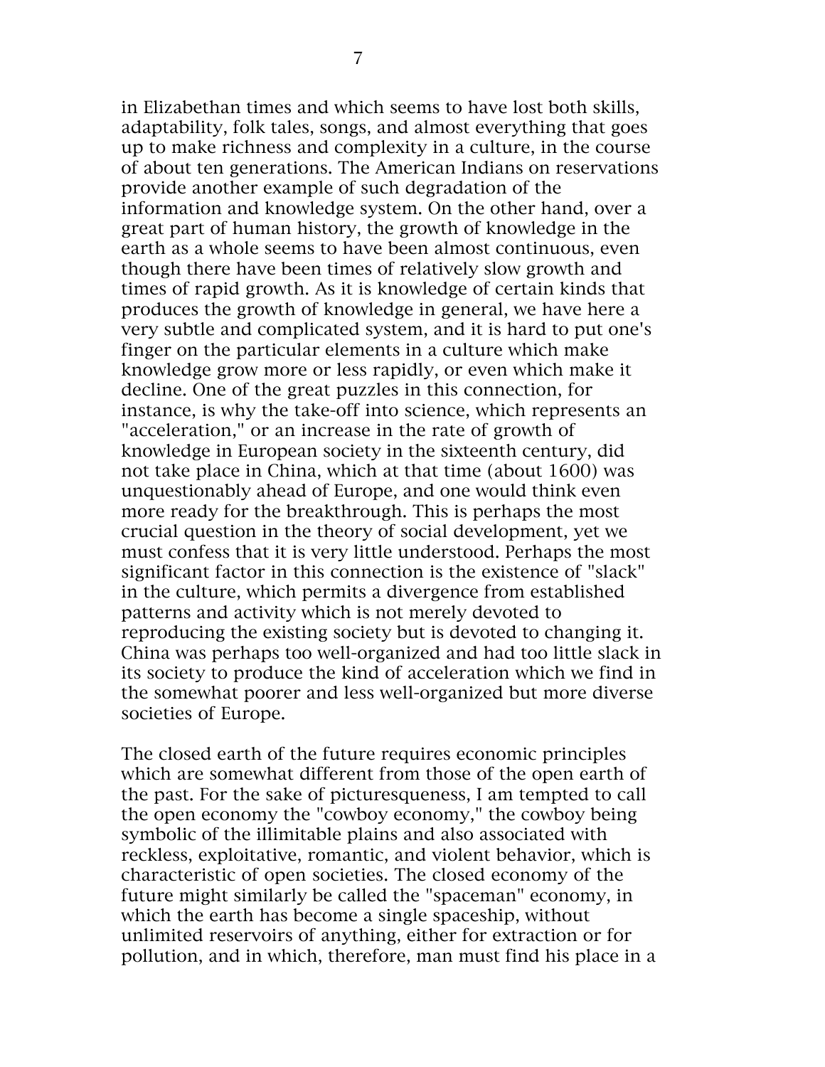in Elizabethan times and which seems to have lost both skills, adaptability, folk tales, songs, and almost everything that goes up to make richness and complexity in a culture, in the course of about ten generations. The American Indians on reservations provide another example of such degradation of the information and knowledge system. On the other hand, over a great part of human history, the growth of knowledge in the earth as a whole seems to have been almost continuous, even though there have been times of relatively slow growth and times of rapid growth. As it is knowledge of certain kinds that produces the growth of knowledge in general, we have here a very subtle and complicated system, and it is hard to put one's finger on the particular elements in a culture which make knowledge grow more or less rapidly, or even which make it decline. One of the great puzzles in this connection, for instance, is why the take-off into science, which represents an "acceleration," or an increase in the rate of growth of knowledge in European society in the sixteenth century, did not take place in China, which at that time (about 1600) was unquestionably ahead of Europe, and one would think even more ready for the breakthrough. This is perhaps the most crucial question in the theory of social development, yet we must confess that it is very little understood. Perhaps the most significant factor in this connection is the existence of "slack" in the culture, which permits a divergence from established patterns and activity which is not merely devoted to reproducing the existing society but is devoted to changing it. China was perhaps too well-organized and had too little slack in its society to produce the kind of acceleration which we find in the somewhat poorer and less well-organized but more diverse societies of Europe.

The closed earth of the future requires economic principles which are somewhat different from those of the open earth of the past. For the sake of picturesqueness, I am tempted to call the open economy the "cowboy economy," the cowboy being symbolic of the illimitable plains and also associated with reckless, exploitative, romantic, and violent behavior, which is characteristic of open societies. The closed economy of the future might similarly be called the "spaceman" economy, in which the earth has become a single spaceship, without unlimited reservoirs of anything, either for extraction or for pollution, and in which, therefore, man must find his place in a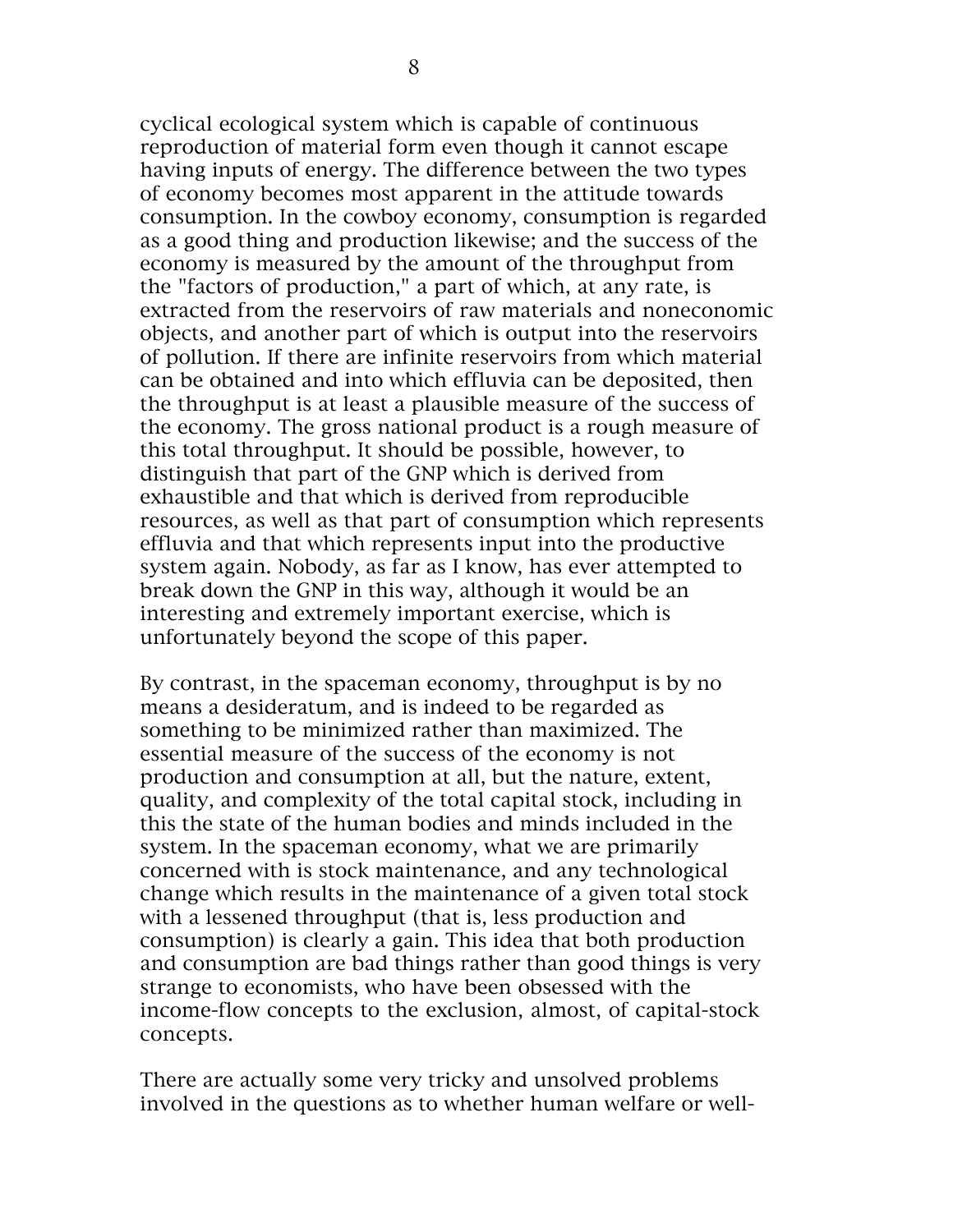cyclical ecological system which is capable of continuous reproduction of material form even though it cannot escape having inputs of energy. The difference between the two types of economy becomes most apparent in the attitude towards consumption. In the cowboy economy, consumption is regarded as a good thing and production likewise; and the success of the economy is measured by the amount of the throughput from the "factors of production," a part of which, at any rate, is extracted from the reservoirs of raw materials and noneconomic objects, and another part of which is output into the reservoirs of pollution. If there are infinite reservoirs from which material can be obtained and into which effluvia can be deposited, then the throughput is at least a plausible measure of the success of the economy. The gross national product is a rough measure of this total throughput. It should be possible, however, to distinguish that part of the GNP which is derived from exhaustible and that which is derived from reproducible resources, as well as that part of consumption which represents effluvia and that which represents input into the productive system again. Nobody, as far as I know, has ever attempted to break down the GNP in this way, although it would be an interesting and extremely important exercise, which is unfortunately beyond the scope of this paper.

By contrast, in the spaceman economy, throughput is by no means a desideratum, and is indeed to be regarded as something to be minimized rather than maximized. The essential measure of the success of the economy is not production and consumption at all, but the nature, extent, quality, and complexity of the total capital stock, including in this the state of the human bodies and minds included in the system. In the spaceman economy, what we are primarily concerned with is stock maintenance, and any technological change which results in the maintenance of a given total stock with a lessened throughput (that is, less production and consumption) is clearly a gain. This idea that both production and consumption are bad things rather than good things is very strange to economists, who have been obsessed with the income-flow concepts to the exclusion, almost, of capital-stock concepts.

There are actually some very tricky and unsolved problems involved in the questions as to whether human welfare or well-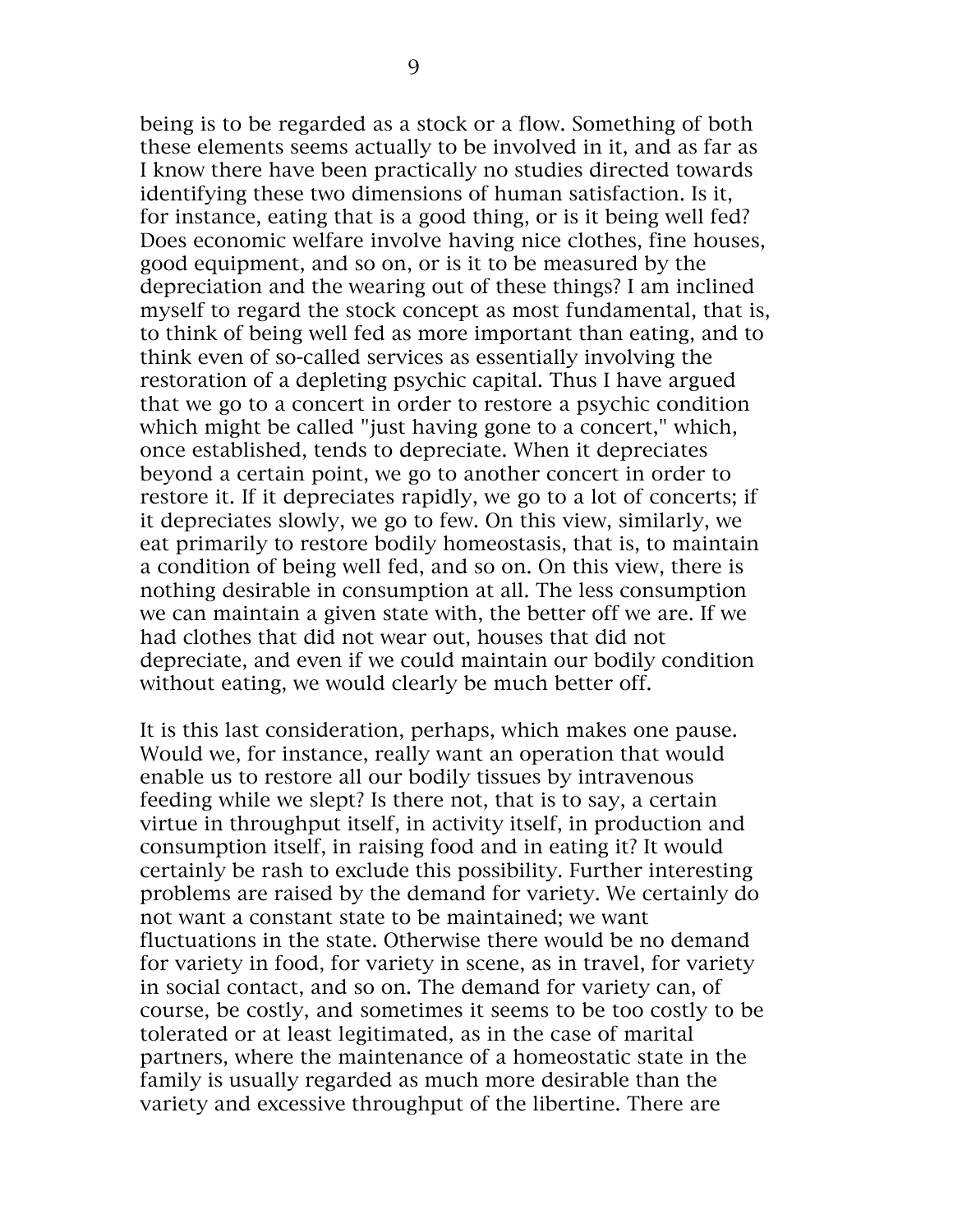being is to be regarded as a stock or a flow. Something of both these elements seems actually to be involved in it, and as far as I know there have been practically no studies directed towards identifying these two dimensions of human satisfaction. Is it, for instance, eating that is a good thing, or is it being well fed? Does economic welfare involve having nice clothes, fine houses, good equipment, and so on, or is it to be measured by the depreciation and the wearing out of these things? I am inclined myself to regard the stock concept as most fundamental, that is, to think of being well fed as more important than eating, and to think even of so-called services as essentially involving the restoration of a depleting psychic capital. Thus I have argued that we go to a concert in order to restore a psychic condition which might be called "just having gone to a concert," which, once established, tends to depreciate. When it depreciates beyond a certain point, we go to another concert in order to restore it. If it depreciates rapidly, we go to a lot of concerts; if it depreciates slowly, we go to few. On this view, similarly, we eat primarily to restore bodily homeostasis, that is, to maintain a condition of being well fed, and so on. On this view, there is nothing desirable in consumption at all. The less consumption we can maintain a given state with, the better off we are. If we had clothes that did not wear out, houses that did not depreciate, and even if we could maintain our bodily condition without eating, we would clearly be much better off.

It is this last consideration, perhaps, which makes one pause. Would we, for instance, really want an operation that would enable us to restore all our bodily tissues by intravenous feeding while we slept? Is there not, that is to say, a certain virtue in throughput itself, in activity itself, in production and consumption itself, in raising food and in eating it? It would certainly be rash to exclude this possibility. Further interesting problems are raised by the demand for variety. We certainly do not want a constant state to be maintained; we want fluctuations in the state. Otherwise there would be no demand for variety in food, for variety in scene, as in travel, for variety in social contact, and so on. The demand for variety can, of course, be costly, and sometimes it seems to be too costly to be tolerated or at least legitimated, as in the case of marital partners, where the maintenance of a homeostatic state in the family is usually regarded as much more desirable than the variety and excessive throughput of the libertine. There are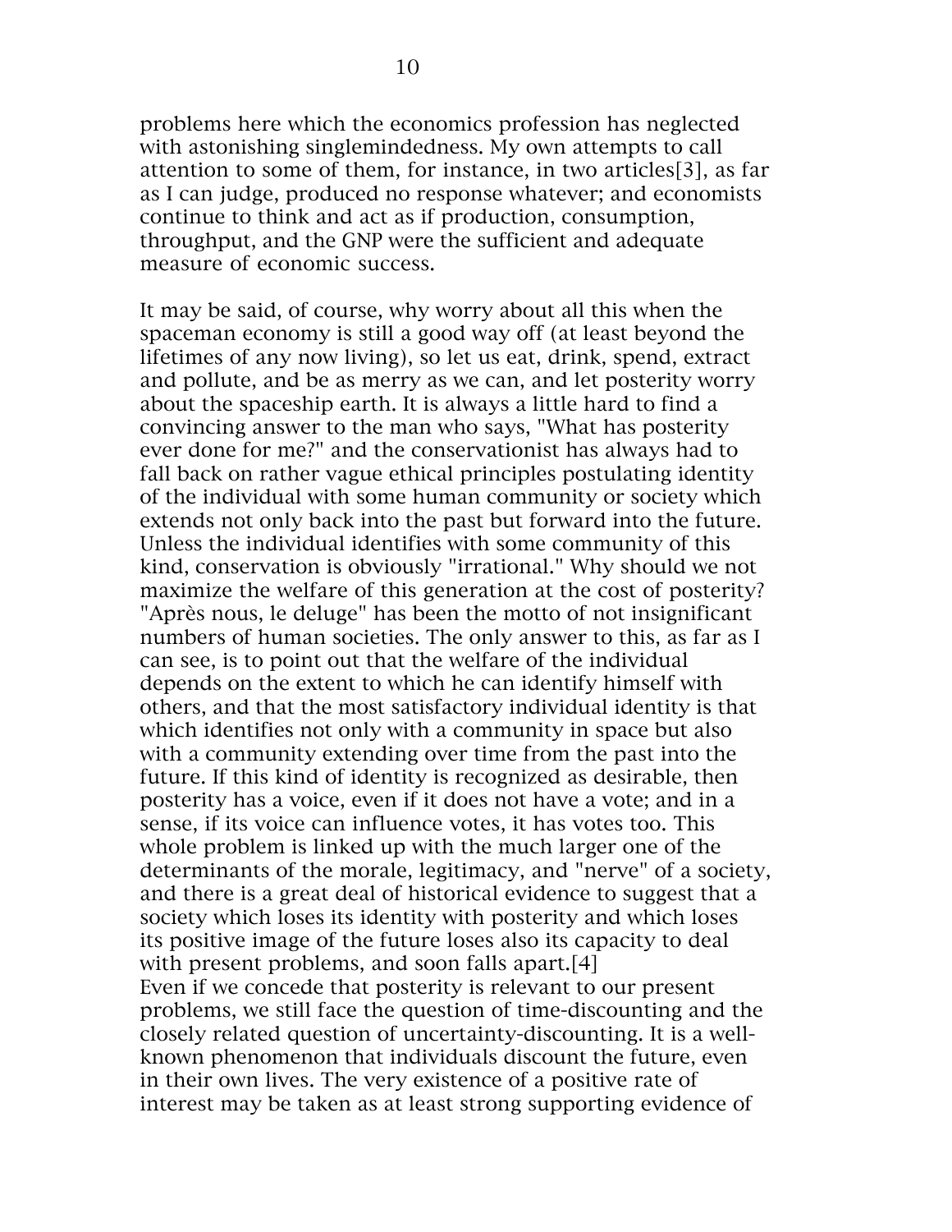problems here which the economics profession has neglected with astonishing singlemindedness. My own attempts to call attention to some of them, for instance, in two articles[3], as far as I can judge, produced no response whatever; and economists continue to think and act as if production, consumption, throughput, and the GNP were the sufficient and adequate measure of economic success.

It may be said, of course, why worry about all this when the spaceman economy is still a good way off (at least beyond the lifetimes of any now living), so let us eat, drink, spend, extract and pollute, and be as merry as we can, and let posterity worry about the spaceship earth. It is always a little hard to find a convincing answer to the man who says, "What has posterity ever done for me?" and the conservationist has always had to fall back on rather vague ethical principles postulating identity of the individual with some human community or society which extends not only back into the past but forward into the future. Unless the individual identifies with some community of this kind, conservation is obviously "irrational." Why should we not maximize the welfare of this generation at the cost of posterity? "Après nous, le deluge" has been the motto of not insignificant numbers of human societies. The only answer to this, as far as I can see, is to point out that the welfare of the individual depends on the extent to which he can identify himself with others, and that the most satisfactory individual identity is that which identifies not only with a community in space but also with a community extending over time from the past into the future. If this kind of identity is recognized as desirable, then posterity has a voice, even if it does not have a vote; and in a sense, if its voice can influence votes, it has votes too. This whole problem is linked up with the much larger one of the determinants of the morale, legitimacy, and "nerve" of a society, and there is a great deal of historical evidence to suggest that a society which loses its identity with posterity and which loses its positive image of the future loses also its capacity to deal with present problems, and soon falls apart.[4]

Even if we concede that posterity is relevant to our present problems, we still face the question of time-discounting and the closely related question of uncertainty-discounting. It is a well-known phenomenon that individuals discount the future, even in their own lives. The very existence of a positive rate of interest may be taken as at least strong supporting evidence of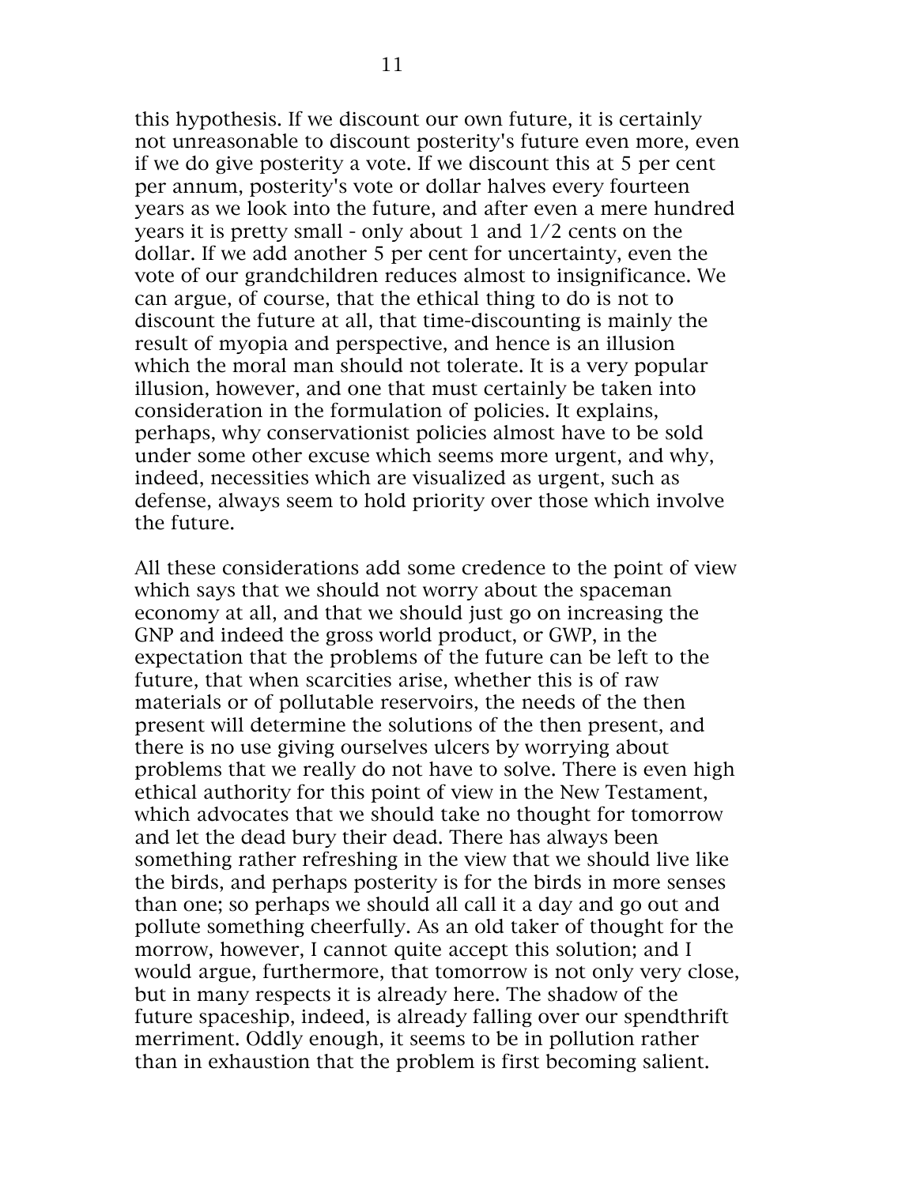this hypothesis. If we discount our own future, it is certainly not unreasonable to discount posterity's future even more, even if we do give posterity a vote. If we discount this at 5 per cent per annum, posterity's vote or dollar halves every fourteen years as we look into the future, and after even a mere hundred years it is pretty small - only about 1 and 1/2 cents on the dollar. If we add another 5 per cent for uncertainty, even the vote of our grandchildren reduces almost to insignificance. We can argue, of course, that the ethical thing to do is not to discount the future at all, that time-discounting is mainly the result of myopia and perspective, and hence is an illusion which the moral man should not tolerate. It is a very popular illusion, however, and one that must certainly be taken into consideration in the formulation of policies. It explains, perhaps, why conservationist policies almost have to be sold under some other excuse which seems more urgent, and why, indeed, necessities which are visualized as urgent, such as defense, always seem to hold priority over those which involve the future.

All these considerations add some credence to the point of view which says that we should not worry about the spaceman economy at all, and that we should just go on increasing the GNP and indeed the gross world product, or GWP, in the expectation that the problems of the future can be left to the future, that when scarcities arise, whether this is of raw materials or of pollutable reservoirs, the needs of the then present will determine the solutions of the then present, and there is no use giving ourselves ulcers by worrying about problems that we really do not have to solve. There is even high ethical authority for this point of view in the New Testament, which advocates that we should take no thought for tomorrow and let the dead bury their dead. There has always been something rather refreshing in the view that we should live like the birds, and perhaps posterity is for the birds in more senses than one; so perhaps we should all call it a day and go out and pollute something cheerfully. As an old taker of thought for the morrow, however, I cannot quite accept this solution; and I would argue, furthermore, that tomorrow is not only very close, but in many respects it is already here. The shadow of the future spaceship, indeed, is already falling over our spendthrift merriment. Oddly enough, it seems to be in pollution rather than in exhaustion that the problem is first becoming salient.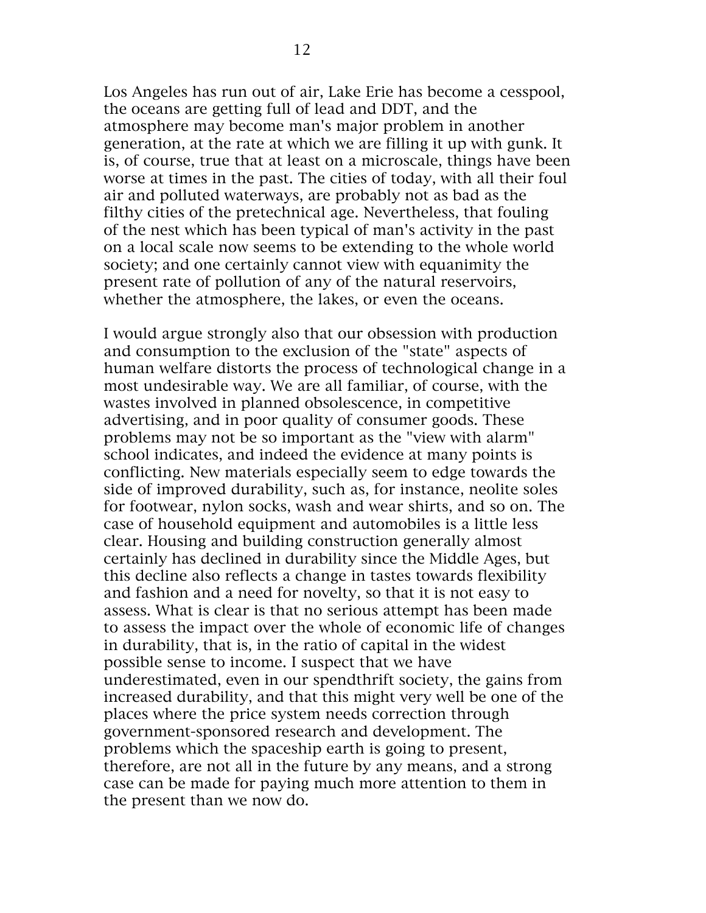Los Angeles has run out of air, Lake Erie has become a cesspool, the oceans are getting full of lead and DDT, and the atmosphere may become man's major problem in another generation, at the rate at which we are filling it up with gunk. It is, of course, true that at least on a microscale, things have been worse at times in the past. The cities of today, with all their foul air and polluted waterways, are probably not as bad as the filthy cities of the pretechnical age. Nevertheless, that fouling of the nest which has been typical of man's activity in the past on a local scale now seems to be extending to the whole world society; and one certainly cannot view with equanimity the present rate of pollution of any of the natural reservoirs, whether the atmosphere, the lakes, or even the oceans.

I would argue strongly also that our obsession with production and consumption to the exclusion of the "state" aspects of human welfare distorts the process of technological change in a most undesirable way. We are all familiar, of course, with the wastes involved in planned obsolescence, in competitive advertising, and in poor quality of consumer goods. These problems may not be so important as the "view with alarm" school indicates, and indeed the evidence at many points is conflicting. New materials especially seem to edge towards the side of improved durability, such as, for instance, neolite soles for footwear, nylon socks, wash and wear shirts, and so on. The case of household equipment and automobiles is a little less clear. Housing and building construction generally almost certainly has declined in durability since the Middle Ages, but this decline also reflects a change in tastes towards flexibility and fashion and a need for novelty, so that it is not easy to assess. What is clear is that no serious attempt has been made to assess the impact over the whole of economic life of changes in durability, that is, in the ratio of capital in the widest possible sense to income. I suspect that we have underestimated, even in our spendthrift society, the gains from increased durability, and that this might very well be one of the places where the price system needs correction through government-sponsored research and development. The problems which the spaceship earth is going to present, therefore, are not all in the future by any means, and a strong case can be made for paying much more attention to them in the present than we now do.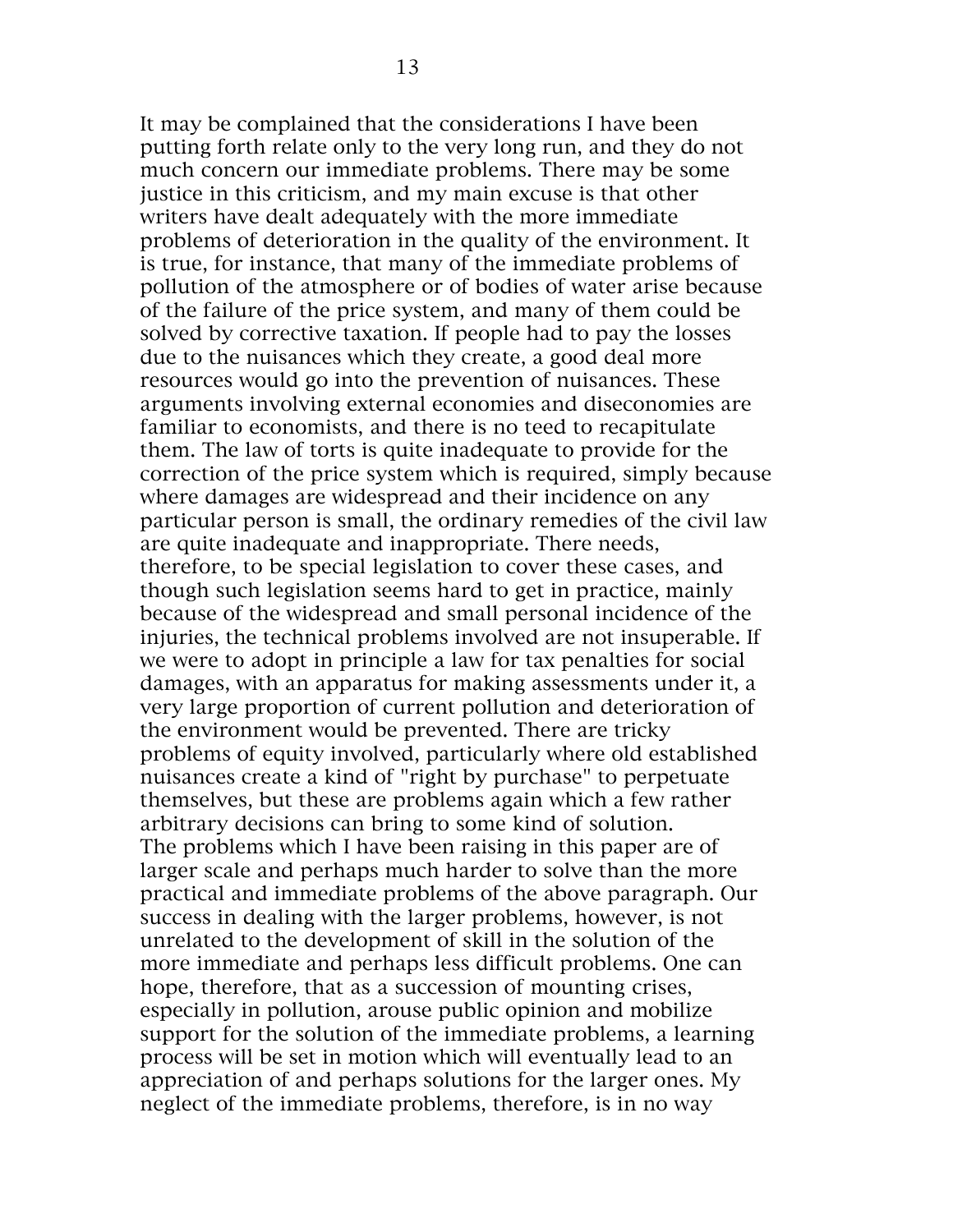It may be complained that the considerations I have been putting forth relate only to the very long run, and they do not much concern our immediate problems. There may be some justice in this criticism, and my main excuse is that other writers have dealt adequately with the more immediate problems of deterioration in the quality of the environment. It is true, for instance, that many of the immediate problems of pollution of the atmosphere or of bodies of water arise because of the failure of the price system, and many of them could be solved by corrective taxation. If people had to pay the losses due to the nuisances which they create, a good deal more resources would go into the prevention of nuisances. These arguments involving external economies and diseconomies are familiar to economists, and there is no teed to recapitulate them. The law of torts is quite inadequate to provide for the correction of the price system which is required, simply because where damages are widespread and their incidence on any particular person is small, the ordinary remedies of the civil law are quite inadequate and inappropriate. There needs, therefore, to be special legislation to cover these cases, and though such legislation seems hard to get in practice, mainly because of the widespread and small personal incidence of the injuries, the technical problems involved are not insuperable. If we were to adopt in principle a law for tax penalties for social damages, with an apparatus for making assessments under it, a very large proportion of current pollution and deterioration of the environment would be prevented. There are tricky problems of equity involved, particularly where old established nuisances create a kind of "right by purchase" to perpetuate themselves, but these are problems again which a few rather arbitrary decisions can bring to some kind of solution.

The problems which I have been raising in this paper are of larger scale and perhaps much harder to solve than the more practical and immediate problems of the above paragraph. Our success in dealing with the larger problems, however, is not unrelated to the development of skill in the solution of the more immediate and perhaps less difficult problems. One can hope, therefore, that as a succession of mounting crises, especially in pollution, arouse public opinion and mobilize support for the solution of the immediate problems, a learning process will be set in motion which will eventually lead to an appreciation of and perhaps solutions for the larger ones. My neglect of the immediate problems, therefore, is in no way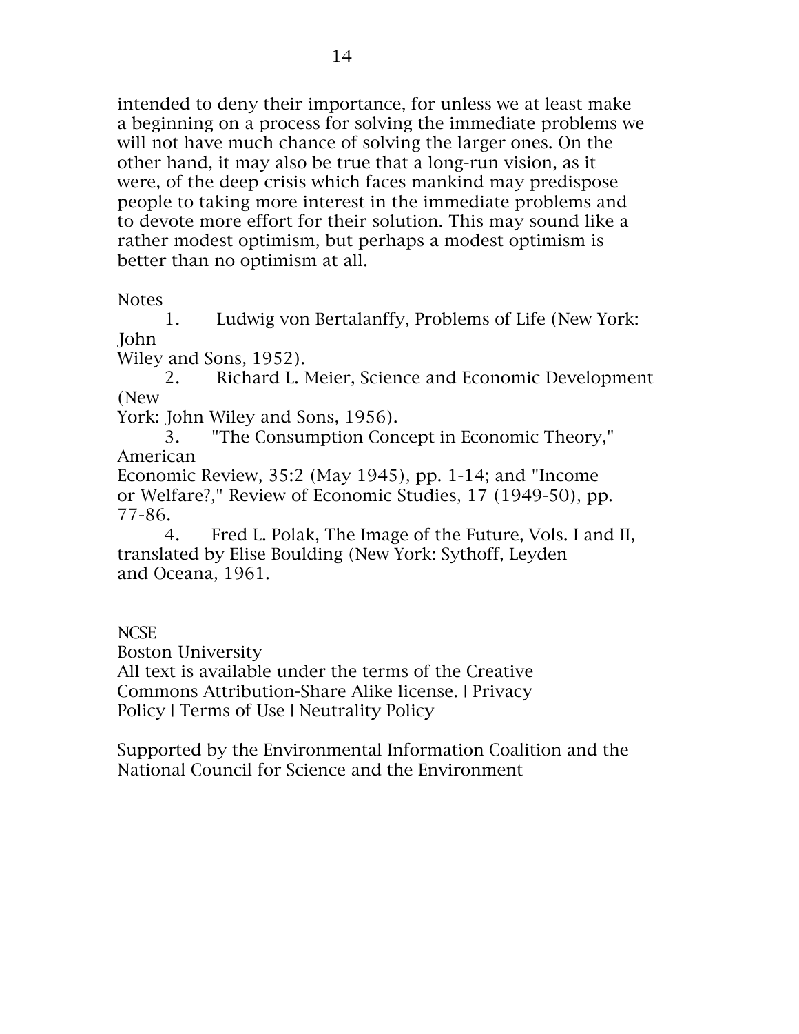intended to deny their importance, for unless we at least make a beginning on a process for solving the immediate problems we will not have much chance of solving the larger ones. On the other hand, it may also be true that a long-run vision, as it were, of the deep crisis which faces mankind may predispose people to taking more interest in the immediate problems and to devote more effort for their solution. This may sound like a rather modest optimism, but perhaps a modest optimism is better than no optimism at all.

Notes

1. Ludwig von Bertalanffy, Problems of Life (New York: John Wiley and Sons, 1952).
2. Richard L. Meier, Science and Economic Development (New York: John Wiley and Sons, 1956).
3. "The Consumption Concept in Economic Theory," American Economic Review, 35:2 (May 1945), pp. 1-14; and "Income or Welfare?," Review of Economic Studies, 17 (1949-50), pp. 77-86.
4. Fred L. Polak, The Image of the Future, Vols. I and II, translated by Elise Boulding (New York: Sythoff, Leyden and Oceana, 1961.

NCSE
Boston University
All text is available under the terms of the Creative Commons Attribution-Share Alike license. | Privacy Policy | Terms of Use | Neutrality Policy

Supported by the Environmental Information Coalition and the National Council for Science and the Environment